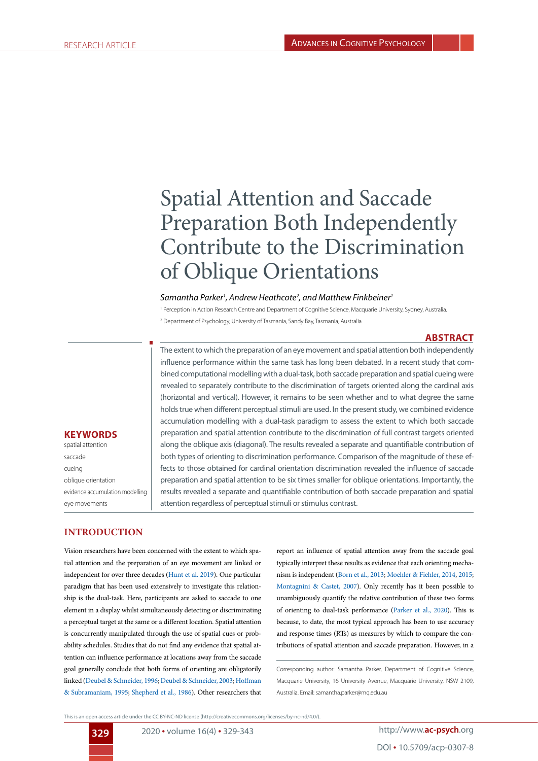RESEARCH ARTICLE

# Spatial Attention and Saccade Preparation Both Independently Contribute to the Discrimination of Oblique Orientations

*Samantha Parker[1], Andrew Heathcote[2], and Matthew Finkbeiner[1]*

[1] Perception in Action Research Centre and Department of Cognitive Science, Macquarie University, Sydney, Australia.

[2] Department of Psychology, University of Tasmania, Sandy Bay, Tasmania, Australia

## ABSTRACT

The extent to which the preparation of an eye movement and spatial attention both independently influence performance within the same task has long been debated. In a recent study that combined computational modelling with a dual-task, both saccade preparation and spatial cueing were revealed to separately contribute to the discrimination of targets oriented along the cardinal axis (horizontal and vertical). However, it remains to be seen whether and to what degree the same holds true when different perceptual stimuli are used. In the present study, we combined evidence accumulation modelling with a dual-task paradigm to assess the extent to which both saccade preparation and spatial attention contribute to the discrimination of full contrast targets oriented along the oblique axis (diagonal). The results revealed a separate and quantifiable contribution of both types of orienting to discrimination performance. Comparison of the magnitude of these effects to those obtained for cardinal orientation discrimination revealed the influence of saccade preparation and spatial attention to be six times smaller for oblique orientations. Importantly, the results revealed a separate and quantifiable contribution of both saccade preparation and spatial attention regardless of perceptual stimuli or stimulus contrast.

## KEYWORDS

spatial attention
saccade
cueing
oblique orientation
evidence accumulation modelling
eye movements

## INTRODUCTION

Vision researchers have been concerned with the extent to which spatial attention and the preparation of an eye movement are linked or independent for over three decades (Hunt et al. 2019). One particular paradigm that has been used extensively to investigate this relationship is the dual-task. Here, participants are asked to saccade to one element in a display whilst simultaneously detecting or discriminating a perceptual target at the same or a different location. Spatial attention is concurrently manipulated through the use of spatial cues or probability schedules. Studies that do not find any evidence that spatial attention can influence performance at locations away from the saccade goal generally conclude that both forms of orienting are obligatorily linked (Deubel & Schneider, 1996; Deubel & Schneider, 2003; Hoffman & Subramaniam, 1995; Shepherd et al., 1986). Other researchers that report an influence of spatial attention away from the saccade goal typically interpret these results as evidence that each orienting mechanism is independent (Born et al., 2013; Moehler & Fiehler, 2014, 2015; Montagnini & Castet, 2007). Only recently has it been possible to unambiguously quantify the relative contribution of these two forms of orienting to dual-task performance (Parker et al., 2020). This is because, to date, the most typical approach has been to use accuracy and response times (RTs) as measures by which to compare the contributions of spatial attention and saccade preparation. However, in a

Corresponding author: Samantha Parker, Department of Cognitive Science, Macquarie University, 16 University Avenue, Macquarie University, NSW 2109, Australia. Email: samantha.parker@mq.edu.au

This is an open access article under the CC BY-NC-ND license (http://creativecommons.org/licenses/by-nc-nd/4.0/).

DOI • 10.5709/acp-0307-8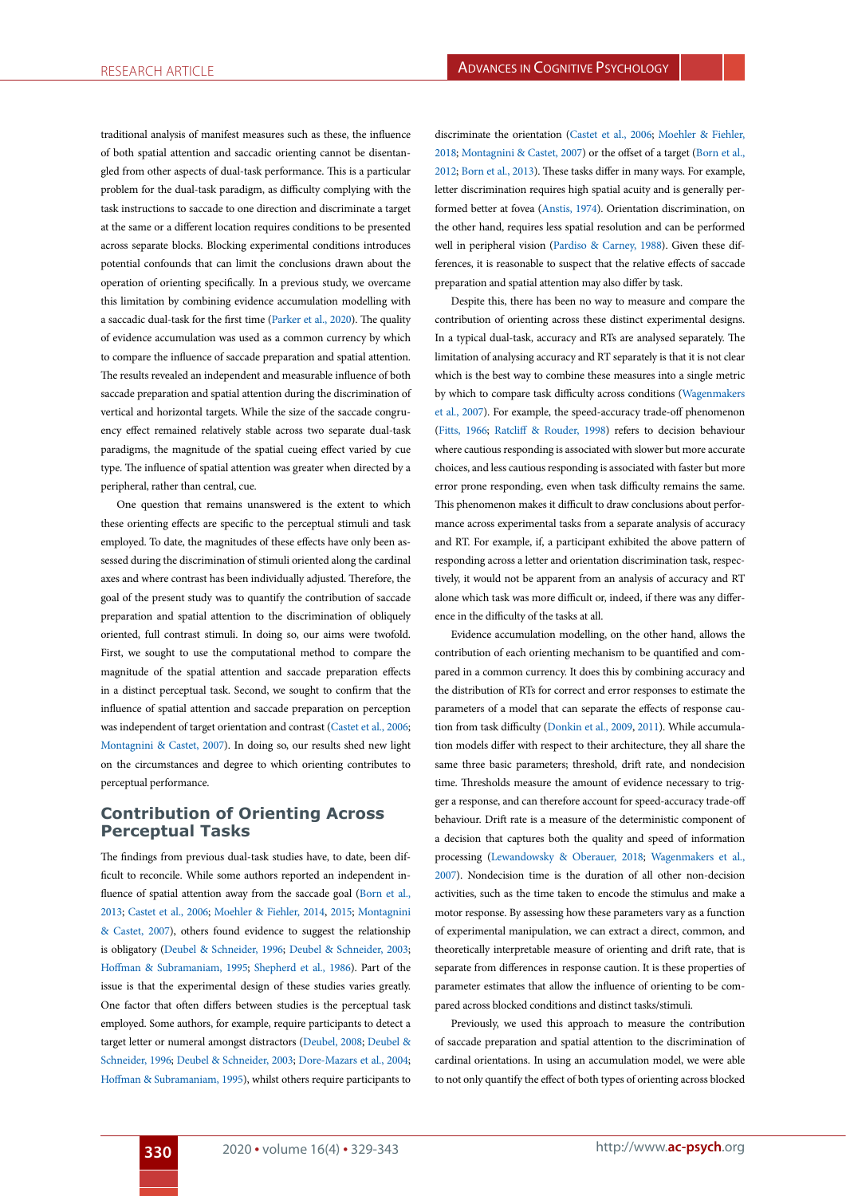traditional analysis of manifest measures such as these, the influence of both spatial attention and saccadic orienting cannot be disentangled from other aspects of dual-task performance. This is a particular problem for the dual-task paradigm, as difficulty complying with the task instructions to saccade to one direction and discriminate a target at the same or a different location requires conditions to be presented across separate blocks. Blocking experimental conditions introduces potential confounds that can limit the conclusions drawn about the operation of orienting specifically. In a previous study, we overcame this limitation by combining evidence accumulation modelling with a saccadic dual-task for the first time (Parker et al., 2020). The quality of evidence accumulation was used as a common currency by which to compare the influence of saccade preparation and spatial attention. The results revealed an independent and measurable influence of both saccade preparation and spatial attention during the discrimination of vertical and horizontal targets. While the size of the saccade congruency effect remained relatively stable across two separate dual-task paradigms, the magnitude of the spatial cueing effect varied by cue type. The influence of spatial attention was greater when directed by a peripheral, rather than central, cue.

One question that remains unanswered is the extent to which these orienting effects are specific to the perceptual stimuli and task employed. To date, the magnitudes of these effects have only been assessed during the discrimination of stimuli oriented along the cardinal axes and where contrast has been individually adjusted. Therefore, the goal of the present study was to quantify the contribution of saccade preparation and spatial attention to the discrimination of obliquely oriented, full contrast stimuli. In doing so, our aims were twofold. First, we sought to use the computational method to compare the magnitude of the spatial attention and saccade preparation effects in a distinct perceptual task. Second, we sought to confirm that the influence of spatial attention and saccade preparation on perception was independent of target orientation and contrast (Castet et al., 2006; Montagnini & Castet, 2007). In doing so, our results shed new light on the circumstances and degree to which orienting contributes to perceptual performance.

## Contribution of Orienting Across Perceptual Tasks

The findings from previous dual-task studies have, to date, been difficult to reconcile. While some authors reported an independent influence of spatial attention away from the saccade goal (Born et al., 2013; Castet et al., 2006; Moehler & Fiehler, 2014, 2015; Montagnini & Castet, 2007), others found evidence to suggest the relationship is obligatory (Deubel & Schneider, 1996; Deubel & Schneider, 2003; Hoffman & Subramaniam, 1995; Shepherd et al., 1986). Part of the issue is that the experimental design of these studies varies greatly. One factor that often differs between studies is the perceptual task employed. Some authors, for example, require participants to detect a target letter or numeral amongst distractors (Deubel, 2008; Deubel & Schneider, 1996; Deubel & Schneider, 2003; Dore-Mazars et al., 2004; Hoffman & Subramaniam, 1995), whilst others require participants to discriminate the orientation (Castet et al., 2006; Moehler & Fiehler, 2018; Montagnini & Castet, 2007) or the offset of a target (Born et al., 2012; Born et al., 2013). These tasks differ in many ways. For example, letter discrimination requires high spatial acuity and is generally performed better at fovea (Anstis, 1974). Orientation discrimination, on the other hand, requires less spatial resolution and can be performed well in peripheral vision (Pardiso & Carney, 1988). Given these differences, it is reasonable to suspect that the relative effects of saccade preparation and spatial attention may also differ by task.

Despite this, there has been no way to measure and compare the contribution of orienting across these distinct experimental designs. In a typical dual-task, accuracy and RTs are analysed separately. The limitation of analysing accuracy and RT separately is that it is not clear which is the best way to combine these measures into a single metric by which to compare task difficulty across conditions (Wagenmakers et al., 2007). For example, the speed-accuracy trade-off phenomenon (Fitts, 1966; Ratcliff & Rouder, 1998) refers to decision behaviour where cautious responding is associated with slower but more accurate choices, and less cautious responding is associated with faster but more error prone responding, even when task difficulty remains the same. This phenomenon makes it difficult to draw conclusions about performance across experimental tasks from a separate analysis of accuracy and RT. For example, if, a participant exhibited the above pattern of responding across a letter and orientation discrimination task, respectively, it would not be apparent from an analysis of accuracy and RT alone which task was more difficult or, indeed, if there was any difference in the difficulty of the tasks at all.

Evidence accumulation modelling, on the other hand, allows the contribution of each orienting mechanism to be quantified and compared in a common currency. It does this by combining accuracy and the distribution of RTs for correct and error responses to estimate the parameters of a model that can separate the effects of response caution from task difficulty (Donkin et al., 2009, 2011). While accumulation models differ with respect to their architecture, they all share the same three basic parameters; threshold, drift rate, and nondecision time. Thresholds measure the amount of evidence necessary to trigger a response, and can therefore account for speed-accuracy trade-off behaviour. Drift rate is a measure of the deterministic component of a decision that captures both the quality and speed of information processing (Lewandowsky & Oberauer, 2018; Wagenmakers et al., 2007). Nondecision time is the duration of all other non-decision activities, such as the time taken to encode the stimulus and make a motor response. By assessing how these parameters vary as a function of experimental manipulation, we can extract a direct, common, and theoretically interpretable measure of orienting and drift rate, that is separate from differences in response caution. It is these properties of parameter estimates that allow the influence of orienting to be compared across blocked conditions and distinct tasks/stimuli.

Previously, we used this approach to measure the contribution of saccade preparation and spatial attention to the discrimination of cardinal orientations. In using an accumulation model, we were able to not only quantify the effect of both types of orienting across blocked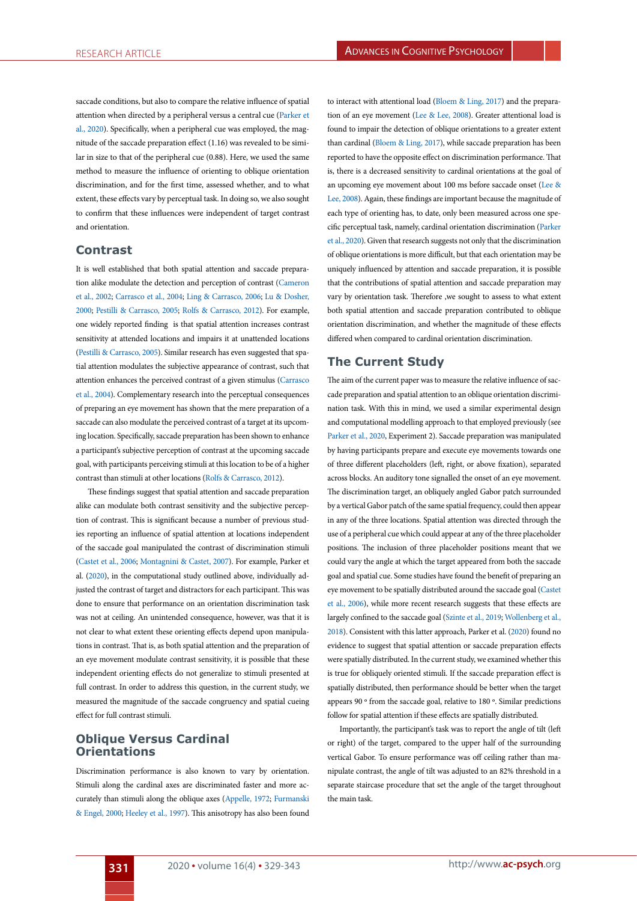saccade conditions, but also to compare the relative influence of spatial attention when directed by a peripheral versus a central cue (Parker et al., 2020). Specifically, when a peripheral cue was employed, the magnitude of the saccade preparation effect (1.16) was revealed to be similar in size to that of the peripheral cue (0.88). Here, we used the same method to measure the influence of orienting to oblique orientation discrimination, and for the first time, assessed whether, and to what extent, these effects vary by perceptual task. In doing so, we also sought to confirm that these influences were independent of target contrast and orientation.

## Contrast

It is well established that both spatial attention and saccade preparation alike modulate the detection and perception of contrast (Cameron et al., 2002; Carrasco et al., 2004; Ling & Carrasco, 2006; Lu & Dosher, 2000; Pestilli & Carrasco, 2005; Rolfs & Carrasco, 2012). For example, one widely reported finding is that spatial attention increases contrast sensitivity at attended locations and impairs it at unattended locations (Pestilli & Carrasco, 2005). Similar research has even suggested that spatial attention modulates the subjective appearance of contrast, such that attention enhances the perceived contrast of a given stimulus (Carrasco et al., 2004). Complementary research into the perceptual consequences of preparing an eye movement has shown that the mere preparation of a saccade can also modulate the perceived contrast of a target at its upcoming location. Specifically, saccade preparation has been shown to enhance a participant's subjective perception of contrast at the upcoming saccade goal, with participants perceiving stimuli at this location to be of a higher contrast than stimuli at other locations (Rolfs & Carrasco, 2012).

These findings suggest that spatial attention and saccade preparation alike can modulate both contrast sensitivity and the subjective perception of contrast. This is significant because a number of previous studies reporting an influence of spatial attention at locations independent of the saccade goal manipulated the contrast of discrimination stimuli (Castet et al., 2006; Montagnini & Castet, 2007). For example, Parker et al. (2020), in the computational study outlined above, individually adjusted the contrast of target and distractors for each participant. This was done to ensure that performance on an orientation discrimination task was not at ceiling. An unintended consequence, however, was that it is not clear to what extent these orienting effects depend upon manipulations in contrast. That is, as both spatial attention and the preparation of an eye movement modulate contrast sensitivity, it is possible that these independent orienting effects do not generalize to stimuli presented at full contrast. In order to address this question, in the current study, we measured the magnitude of the saccade congruency and spatial cueing effect for full contrast stimuli.

## Oblique Versus Cardinal Orientations

Discrimination performance is also known to vary by orientation. Stimuli along the cardinal axes are discriminated faster and more accurately than stimuli along the oblique axes (Appelle, 1972; Furmanski & Engel, 2000; Heeley et al., 1997). This anisotropy has also been found to interact with attentional load (Bloem & Ling, 2017) and the preparation of an eye movement (Lee & Lee, 2008). Greater attentional load is found to impair the detection of oblique orientations to a greater extent than cardinal (Bloem & Ling, 2017), while saccade preparation has been reported to have the opposite effect on discrimination performance. That is, there is a decreased sensitivity to cardinal orientations at the goal of an upcoming eye movement about 100 ms before saccade onset (Lee & Lee, 2008). Again, these findings are important because the magnitude of each type of orienting has, to date, only been measured across one specific perceptual task, namely, cardinal orientation discrimination (Parker et al., 2020). Given that research suggests not only that the discrimination of oblique orientations is more difficult, but that each orientation may be uniquely influenced by attention and saccade preparation, it is possible that the contributions of spatial attention and saccade preparation may vary by orientation task. Therefore ,we sought to assess to what extent both spatial attention and saccade preparation contributed to oblique orientation discrimination, and whether the magnitude of these effects differed when compared to cardinal orientation discrimination.

## The Current Study

The aim of the current paper was to measure the relative influence of saccade preparation and spatial attention to an oblique orientation discrimination task. With this in mind, we used a similar experimental design and computational modelling approach to that employed previously (see Parker et al., 2020, Experiment 2). Saccade preparation was manipulated by having participants prepare and execute eye movements towards one of three different placeholders (left, right, or above fixation), separated across blocks. An auditory tone signalled the onset of an eye movement. The discrimination target, an obliquely angled Gabor patch surrounded by a vertical Gabor patch of the same spatial frequency, could then appear in any of the three locations. Spatial attention was directed through the use of a peripheral cue which could appear at any of the three placeholder positions. The inclusion of three placeholder positions meant that we could vary the angle at which the target appeared from both the saccade goal and spatial cue. Some studies have found the benefit of preparing an eye movement to be spatially distributed around the saccade goal (Castet et al., 2006), while more recent research suggests that these effects are largely confined to the saccade goal (Szinte et al., 2019; Wollenberg et al., 2018). Consistent with this latter approach, Parker et al. (2020) found no evidence to suggest that spatial attention or saccade preparation effects were spatially distributed. In the current study, we examined whether this is true for obliquely oriented stimuli. If the saccade preparation effect is spatially distributed, then performance should be better when the target appears 90 ° from the saccade goal, relative to 180 °. Similar predictions follow for spatial attention if these effects are spatially distributed.

Importantly, the participant's task was to report the angle of tilt (left or right) of the target, compared to the upper half of the surrounding vertical Gabor. To ensure performance was off ceiling rather than manipulate contrast, the angle of tilt was adjusted to an 82% threshold in a separate staircase procedure that set the angle of the target throughout the main task.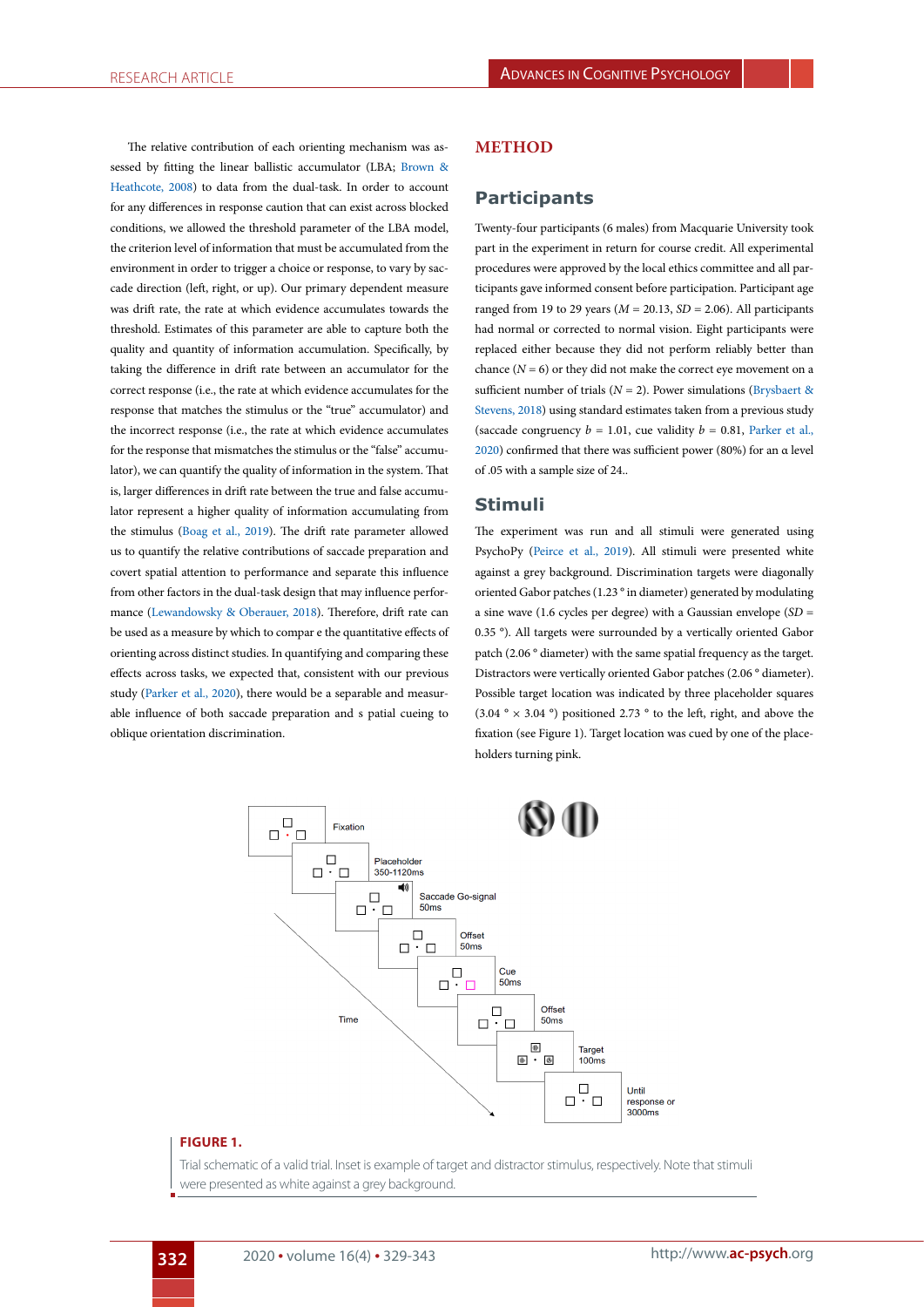The relative contribution of each orienting mechanism was assessed by fitting the linear ballistic accumulator (LBA; Brown & Heathcote, 2008) to data from the dual-task. In order to account for any differences in response caution that can exist across blocked conditions, we allowed the threshold parameter of the LBA model, the criterion level of information that must be accumulated from the environment in order to trigger a choice or response, to vary by saccade direction (left, right, or up). Our primary dependent measure was drift rate, the rate at which evidence accumulates towards the threshold. Estimates of this parameter are able to capture both the quality and quantity of information accumulation. Specifically, by taking the difference in drift rate between an accumulator for the correct response (i.e., the rate at which evidence accumulates for the response that matches the stimulus or the "true" accumulator) and the incorrect response (i.e., the rate at which evidence accumulates for the response that mismatches the stimulus or the "false" accumulator), we can quantify the quality of information in the system. That is, larger differences in drift rate between the true and false accumulator represent a higher quality of information accumulating from the stimulus (Boag et al., 2019). The drift rate parameter allowed us to quantify the relative contributions of saccade preparation and covert spatial attention to performance and separate this influence from other factors in the dual-task design that may influence performance (Lewandowsky & Oberauer, 2018). Therefore, drift rate can be used as a measure by which to compar e the quantitative effects of orienting across distinct studies. In quantifying and comparing these effects across tasks, we expected that, consistent with our previous study (Parker et al., 2020), there would be a separable and measurable influence of both saccade preparation and s patial cueing to oblique orientation discrimination.

# METHOD

## Participants

Twenty-four participants (6 males) from Macquarie University took part in the experiment in return for course credit. All experimental procedures were approved by the local ethics committee and all participants gave informed consent before participation. Participant age ranged from 19 to 29 years ($M$ = 20.13, $SD$ = 2.06). All participants had normal or corrected to normal vision. Eight participants were replaced either because they did not perform reliably better than chance ($N$ = 6) or they did not make the correct eye movement on a sufficient number of trials ($N$ = 2). Power simulations (Brysbaert & Stevens, 2018) using standard estimates taken from a previous study (saccade congruency $b$ = 1.01, cue validity $b$ = 0.81, Parker et al., 2020) confirmed that there was sufficient power (80%) for an α level of .05 with a sample size of 24..

## Stimuli

The experiment was run and all stimuli were generated using PsychoPy (Peirce et al., 2019). All stimuli were presented white against a grey background. Discrimination targets were diagonally oriented Gabor patches (1.23 ° in diameter) generated by modulating a sine wave (1.6 cycles per degree) with a Gaussian envelope ($SD$ = 0.35 °). All targets were surrounded by a vertically oriented Gabor patch (2.06 ° diameter) with the same spatial frequency as the target. Distractors were vertically oriented Gabor patches (2.06 ° diameter). Possible target location was indicated by three placeholder squares (3.04 ° × 3.04 °) positioned 2.73 ° to the left, right, and above the fixation (see Figure 1). Target location was cued by one of the placeholders turning pink.

**FIGURE 1.**

Trial schematic of a valid trial. Inset is example of target and distractor stimulus, respectively. Note that stimuli were presented as white against a grey background.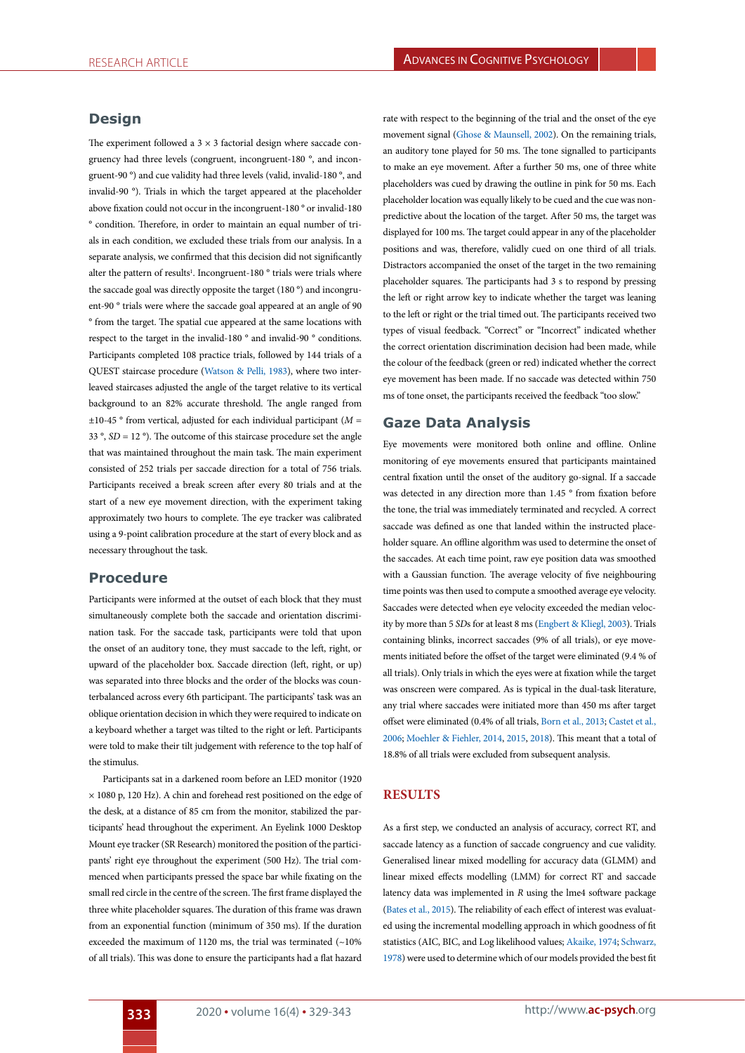## Design

The experiment followed a 3 × 3 factorial design where saccade congruency had three levels (congruent, incongruent-180 °, and incongruent-90 °) and cue validity had three levels (valid, invalid-180 °, and invalid-90 °). Trials in which the target appeared at the placeholder above fixation could not occur in the incongruent-180 ° or invalid-180 ° condition. Therefore, in order to maintain an equal number of trials in each condition, we excluded these trials from our analysis. In a separate analysis, we confirmed that this decision did not significantly alter the pattern of results[1]. Incongruent-180 ° trials were trials where the saccade goal was directly opposite the target (180 °) and incongruent-90 ° trials were where the saccade goal appeared at an angle of 90 ° from the target. The spatial cue appeared at the same locations with respect to the target in the invalid-180 ° and invalid-90 ° conditions. Participants completed 108 practice trials, followed by 144 trials of a QUEST staircase procedure (Watson & Pelli, 1983), where two interleaved staircases adjusted the angle of the target relative to its vertical background to an 82% accurate threshold. The angle ranged from ±10-45 ° from vertical, adjusted for each individual participant (*M* = 33 °, *SD* = 12 °). The outcome of this staircase procedure set the angle that was maintained throughout the main task. The main experiment consisted of 252 trials per saccade direction for a total of 756 trials. Participants received a break screen after every 80 trials and at the start of a new eye movement direction, with the experiment taking approximately two hours to complete. The eye tracker was calibrated using a 9-point calibration procedure at the start of every block and as necessary throughout the task.

## Procedure

Participants were informed at the outset of each block that they must simultaneously complete both the saccade and orientation discrimination task. For the saccade task, participants were told that upon the onset of an auditory tone, they must saccade to the left, right, or upward of the placeholder box. Saccade direction (left, right, or up) was separated into three blocks and the order of the blocks was counterbalanced across every 6th participant. The participants' task was an oblique orientation decision in which they were required to indicate on a keyboard whether a target was tilted to the right or left. Participants were told to make their tilt judgement with reference to the top half of the stimulus.

Participants sat in a darkened room before an LED monitor (1920 × 1080 p, 120 Hz). A chin and forehead rest positioned on the edge of the desk, at a distance of 85 cm from the monitor, stabilized the participants' head throughout the experiment. An Eyelink 1000 Desktop Mount eye tracker (SR Research) monitored the position of the participants' right eye throughout the experiment (500 Hz). The trial commenced when participants pressed the space bar while fixating on the small red circle in the centre of the screen. The first frame displayed the three white placeholder squares. The duration of this frame was drawn from an exponential function (minimum of 350 ms). If the duration exceeded the maximum of 1120 ms, the trial was terminated (~10% of all trials). This was done to ensure the participants had a flat hazard rate with respect to the beginning of the trial and the onset of the eye movement signal (Ghose & Maunsell, 2002). On the remaining trials, an auditory tone played for 50 ms. The tone signalled to participants to make an eye movement. After a further 50 ms, one of three white placeholders was cued by drawing the outline in pink for 50 ms. Each placeholder location was equally likely to be cued and the cue was non-predictive about the location of the target. After 50 ms, the target was displayed for 100 ms. The target could appear in any of the placeholder positions and was, therefore, validly cued on one third of all trials. Distractors accompanied the onset of the target in the two remaining placeholder squares. The participants had 3 s to respond by pressing the left or right arrow key to indicate whether the target was leaning to the left or right or the trial timed out. The participants received two types of visual feedback. "Correct" or "Incorrect" indicated whether the correct orientation discrimination decision had been made, while the colour of the feedback (green or red) indicated whether the correct eye movement has been made. If no saccade was detected within 750 ms of tone onset, the participants received the feedback "too slow."

## Gaze Data Analysis

Eye movements were monitored both online and offline. Online monitoring of eye movements ensured that participants maintained central fixation until the onset of the auditory go-signal. If a saccade was detected in any direction more than 1.45 ° from fixation before the tone, the trial was immediately terminated and recycled. A correct saccade was defined as one that landed within the instructed placeholder square. An offline algorithm was used to determine the onset of the saccades. At each time point, raw eye position data was smoothed with a Gaussian function. The average velocity of five neighbouring time points was then used to compute a smoothed average eye velocity. Saccades were detected when eye velocity exceeded the median velocity by more than 5 *SDs* for at least 8 ms (Engbert & Kliegl, 2003). Trials containing blinks, incorrect saccades (9% of all trials), or eye movements initiated before the offset of the target were eliminated (9.4 % of all trials). Only trials in which the eyes were at fixation while the target was onscreen were compared. As is typical in the dual-task literature, any trial where saccades were initiated more than 450 ms after target offset were eliminated (0.4% of all trials, Born et al., 2013; Castet et al., 2006; Moehler & Fiehler, 2014, 2015, 2018). This meant that a total of 18.8% of all trials were excluded from subsequent analysis.

# RESULTS

As a first step, we conducted an analysis of accuracy, correct RT, and saccade latency as a function of saccade congruency and cue validity. Generalised linear mixed modelling for accuracy data (GLMM) and linear mixed effects modelling (LMM) for correct RT and saccade latency data was implemented in *R* using the lme4 software package (Bates et al., 2015). The reliability of each effect of interest was evaluated using the incremental modelling approach in which goodness of fit statistics (AIC, BIC, and Log likelihood values; Akaike, 1974; Schwarz, 1978) were used to determine which of our models provided the best fit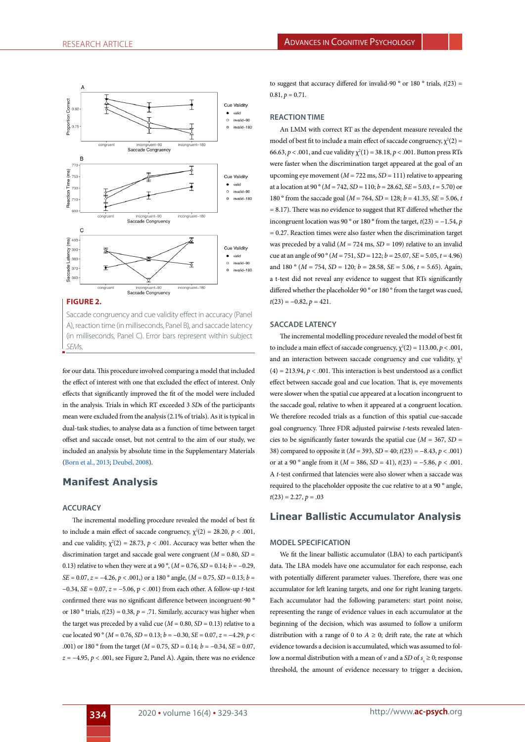**FIGURE 2.**

Saccade congruency and cue validity effect in accuracy (Panel A), reaction time (in milliseconds, Panel B), and saccade latency (in milliseconds, Panel C). Error bars represent within subject *SEMs*.

for our data. This procedure involved comparing a model that included the effect of interest with one that excluded the effect of interest. Only effects that significantly improved the fit of the model were included in the analysis. Trials in which RT exceeded 3 *SDs* of the participants mean were excluded from the analysis (2.1% of trials). As it is typical in dual-task studies, to analyse data as a function of time between target offset and saccade onset, but not central to the aim of our study, we included an analysis by absolute time in the Supplementary Materials (Born et al., 2013; Deubel, 2008).

## Manifest Analysis

### ACCURACY

The incremental modelling procedure revealed the model of best fit to include a main effect of saccade congruency, $\chi^2(2) = 28.20$, $p < .001$, and cue validity, $\chi^2(2) = 28.73$, $p < .001$. Accuracy was better when the discrimination target and saccade goal were congruent ($M = 0.80$, $SD = 0.13$) relative to when they were at a 90 °, ($M = 0.76$, $SD = 0.14$; $b = -0.29$, $SE = 0.07$, $z = -4.26$, $p < .001$,) or a 180 ° angle, ($M = 0.75$, $SD = 0.13$; $b = -0.34$, $SE = 0.07$, $z = -5.06$, p < .001) from each other. A follow-up *t*-test confirmed there was no significant difference between incongruent-90 ° or 180 ° trials, $t(23) = 0.38$, $p = .71$. Similarly, accuracy was higher when the target was preceded by a valid cue ($M = 0.80$, $SD = 0.13$) relative to a cue located 90 ° ($M = 0.76$, $SD = 0.13$; $b = -0.30$, $SE = 0.07$, $z = -4.29$, $p <$ .001) or 180 ° from the target ($M = 0.75$, $SD = 0.14$; $b = -0.34$, $SE = 0.07$, $z = -4.95$, $p < .001$, see Figure 2, Panel A). Again, there was no evidence to suggest that accuracy differed for invalid-90 ° or 180 ° trials, $t(23) = 0.81$, $p = 0.71$.

### REACTION TIME

An LMM with correct RT as the dependent measure revealed the model of best fit to include a main effect of saccade congruency, $\chi^2(2) = 66.63$, $p < .001$, and cue validity $\chi^2(1) = 38.18$, $p < .001$. Button press RTs were faster when the discrimination target appeared at the goal of an upcoming eye movement ($M = 722$ ms, $SD = 111$) relative to appearing at a location at 90 ° ($M = 742$, $SD = 110$; $b = 28.62$, $SE = 5.03$, $t = 5.70$) or 180 ° from the saccade goal ($M = 764$, $SD = 128$; $b = 41.35$, $SE = 5.06$, $t = 8.17$). There was no evidence to suggest that RT differed whether the incongruent location was 90 ° or 180 ° from the target, $t(23) = -1.54$, $p = 0.27$. Reaction times were also faster when the discrimination target was preceded by a valid ($M = 724$ ms, $SD = 109$) relative to an invalid cue at an angle of 90 ° ($M = 751$, $SD = 122$; $b = 25.07$, $SE = 5.05$, $t = 4.96$) and 180 ° ($M = 754$, $SD = 120$; $b = 28.58$, $SE = 5.06$, $t = 5.65$). Again, a t-test did not reveal any evidence to suggest that RTs significantly differed whether the placeholder 90 ° or 180 ° from the target was cued, $t(23) = -0.82$, $p = 421$.

### SACCADE LATENCY

The incremental modelling procedure revealed the model of best fit to include a main effect of saccade congruency, $\chi^2(2) = 113.00$, $p < .001$, and an interaction between saccade congruency and cue validity, $\chi^2(4) = 213.94$, $p < .001$. This interaction is best understood as a conflict effect between saccade goal and cue location. That is, eye movements were slower when the spatial cue appeared at a location incongruent to the saccade goal, relative to when it appeared at a congruent location. We therefore recoded trials as a function of this spatial cue-saccade goal congruency. Three FDR adjusted pairwise *t*-tests revealed latencies to be significantly faster towards the spatial cue ($M = 367$, $SD = 38$) compared to opposite it ($M = 393$, $SD = 40$; $t(23) = -8.43$, $p < .001$) or at a 90 ° angle from it ($M = 386$, $SD = 41$), $t(23) = -5.86$, $p < .001$. A *t*-test confirmed that latencies were also slower when a saccade was required to the placeholder opposite the cue relative to at a 90 ° angle, $t(23) = 2.27$, $p = .03$

## Linear Ballistic Accumulator Analysis

### MODEL SPECIFICATION

We fit the linear ballistic accumulator (LBA) to each participant's data. The LBA models have one accumulator for each response, each with potentially different parameter values. Therefore, there was one accumulator for left leaning targets, and one for right leaning targets. Each accumulator had the following parameters: start point noise, representing the range of evidence values in each accumulator at the beginning of the decision, which was assumed to follow a uniform distribution with a range of 0 to $A \geq 0$; drift rate, the rate at which evidence towards a decision is accumulated, which was assumed to follow a normal distribution with a mean of $v$ and a *SD* of $s_v \geq 0$; response threshold, the amount of evidence necessary to trigger a decision,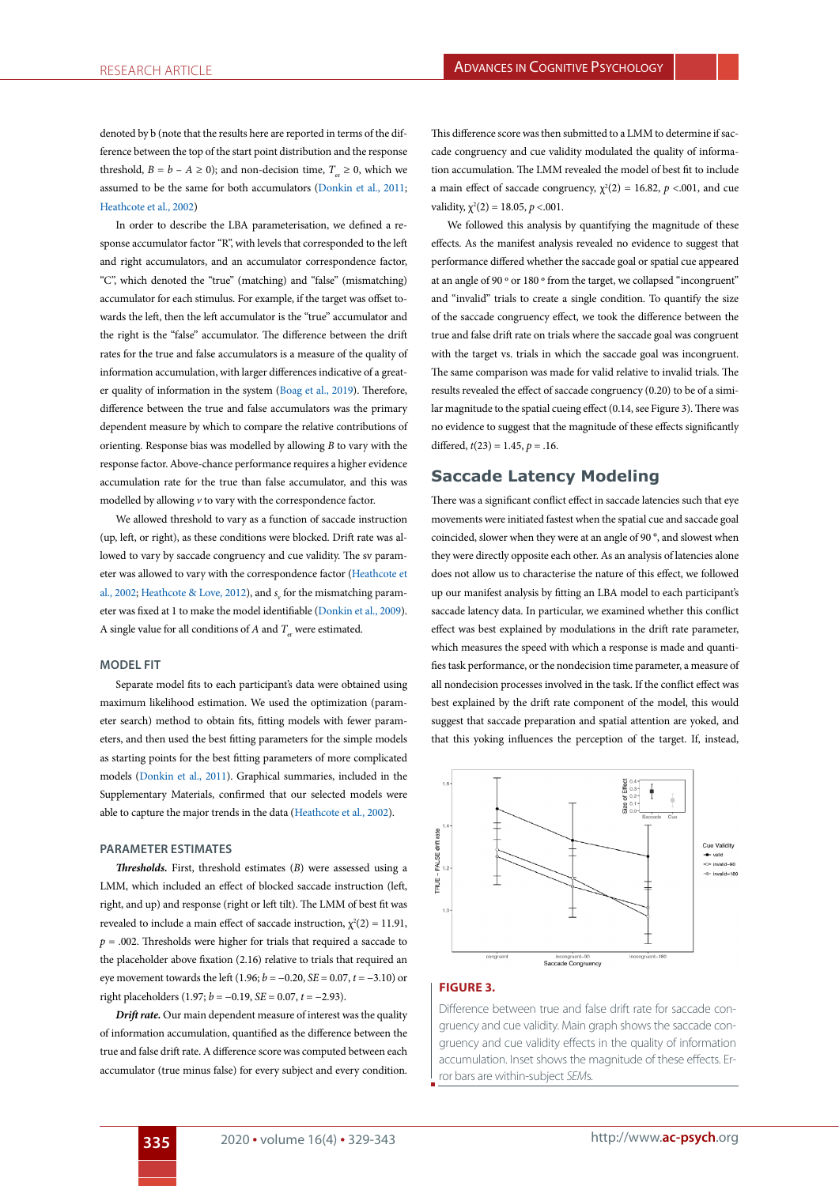denoted by b (note that the results here are reported in terms of the difference between the top of the start point distribution and the response threshold, $B = b - A \geq 0$); and non-decision time, $T_{er} \geq 0$, which we assumed to be the same for both accumulators (Donkin et al., 2011; Heathcote et al., 2002)

In order to describe the LBA parameterisation, we defined a response accumulator factor "R", with levels that corresponded to the left and right accumulators, and an accumulator correspondence factor, "C", which denoted the "true" (matching) and "false" (mismatching) accumulator for each stimulus. For example, if the target was offset towards the left, then the left accumulator is the "true" accumulator and the right is the "false" accumulator. The difference between the drift rates for the true and false accumulators is a measure of the quality of information accumulation, with larger differences indicative of a greater quality of information in the system (Boag et al., 2019). Therefore, difference between the true and false accumulators was the primary dependent measure by which to compare the relative contributions of orienting. Response bias was modelled by allowing $B$ to vary with the response factor. Above-chance performance requires a higher evidence accumulation rate for the true than false accumulator, and this was modelled by allowing $v$ to vary with the correspondence factor.

We allowed threshold to vary as a function of saccade instruction (up, left, or right), as these conditions were blocked. Drift rate was allowed to vary by saccade congruency and cue validity. The sv parameter was allowed to vary with the correspondence factor (Heathcote et al., 2002; Heathcote & Love, 2012), and $s_v$ for the mismatching parameter was fixed at 1 to make the model identifiable (Donkin et al., 2009). A single value for all conditions of $A$ and $T_{er}$ were estimated.

### MODEL FIT

Separate model fits to each participant's data were obtained using maximum likelihood estimation. We used the optimization (parameter search) method to obtain fits, fitting models with fewer parameters, and then used the best fitting parameters for the simple models as starting points for the best fitting parameters of more complicated models (Donkin et al., 2011). Graphical summaries, included in the Supplementary Materials, confirmed that our selected models were able to capture the major trends in the data (Heathcote et al., 2002).

### PARAMETER ESTIMATES

***Thresholds.*** First, threshold estimates ($B$) were assessed using a LMM, which included an effect of blocked saccade instruction (left, right, and up) and response (right or left tilt). The LMM of best fit was revealed to include a main effect of saccade instruction, $\chi^2(2) = 11.91$, $p = .002$. Thresholds were higher for trials that required a saccade to the placeholder above fixation (2.16) relative to trials that required an eye movement towards the left (1.96; $b = -0.20$, $SE = 0.07$, $t = -3.10$) or right placeholders (1.97; $b = -0.19$, $SE = 0.07$, $t = -2.93$).

***Drift rate.*** Our main dependent measure of interest was the quality of information accumulation, quantified as the difference between the true and false drift rate. A difference score was computed between each accumulator (true minus false) for every subject and every condition. This difference score was then submitted to a LMM to determine if saccade congruency and cue validity modulated the quality of information accumulation. The LMM revealed the model of best fit to include a main effect of saccade congruency, $\chi^2(2) = 16.82$, $p < .001$, and cue validity, $\chi^2(2) = 18.05$, $p < .001$.

We followed this analysis by quantifying the magnitude of these effects. As the manifest analysis revealed no evidence to suggest that performance differed whether the saccade goal or spatial cue appeared at an angle of 90° or 180° from the target, we collapsed "incongruent" and "invalid" trials to create a single condition. To quantify the size of the saccade congruency effect, we took the difference between the true and false drift rate on trials where the saccade goal was congruent with the target vs. trials in which the saccade goal was incongruent. The same comparison was made for valid relative to invalid trials. The results revealed the effect of saccade congruency (0.20) to be of a similar magnitude to the spatial cueing effect (0.14, see Figure 3). There was no evidence to suggest that the magnitude of these effects significantly differed, $t(23) = 1.45$, $p = .16$.

## Saccade Latency Modeling

There was a significant conflict effect in saccade latencies such that eye movements were initiated fastest when the spatial cue and saccade goal coincided, slower when they were at an angle of 90°, and slowest when they were directly opposite each other. As an analysis of latencies alone does not allow us to characterise the nature of this effect, we followed up our manifest analysis by fitting an LBA model to each participant's saccade latency data. In particular, we examined whether this conflict effect was best explained by modulations in the drift rate parameter, which measures the speed with which a response is made and quantifies task performance, or the nondecision time parameter, a measure of all nondecision processes involved in the task. If the conflict effect was best explained by the drift rate component of the model, this would suggest that saccade preparation and spatial attention are yoked, and that this yoking influences the perception of the target. If, instead,

**FIGURE 3.**

Difference between true and false drift rate for saccade congruency and cue validity. Main graph shows the saccade congruency and cue validity effects in the quality of information accumulation. Inset shows the magnitude of these effects. Error bars are within-subject *SEM*s.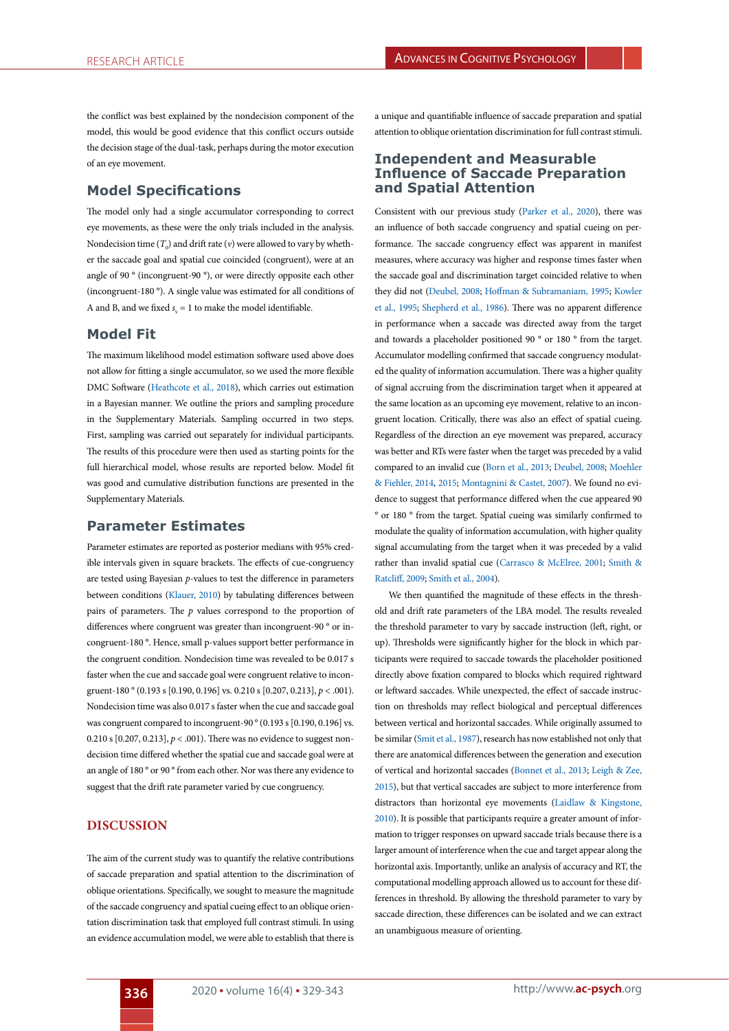the conflict was best explained by the nondecision component of the model, this would be good evidence that this conflict occurs outside the decision stage of the dual-task, perhaps during the motor execution of an eye movement.

## Model Specifications

The model only had a single accumulator corresponding to correct eye movements, as these were the only trials included in the analysis. Nondecision time ($T_0$) and drift rate ($v$) were allowed to vary by whether the saccade goal and spatial cue coincided (congruent), were at an angle of 90 ° (incongruent-90 °), or were directly opposite each other (incongruent-180 °). A single value was estimated for all conditions of A and B, and we fixed $s_v = 1$ to make the model identifiable.

## Model Fit

The maximum likelihood model estimation software used above does not allow for fitting a single accumulator, so we used the more flexible DMC Software (Heathcote et al., 2018), which carries out estimation in a Bayesian manner. We outline the priors and sampling procedure in the Supplementary Materials. Sampling occurred in two steps. First, sampling was carried out separately for individual participants. The results of this procedure were then used as starting points for the full hierarchical model, whose results are reported below. Model fit was good and cumulative distribution functions are presented in the Supplementary Materials.

## Parameter Estimates

Parameter estimates are reported as posterior medians with 95% credible intervals given in square brackets. The effects of cue-congruency are tested using Bayesian $p$-values to test the difference in parameters between conditions (Klauer, 2010) by tabulating differences between pairs of parameters. The $p$ values correspond to the proportion of differences where congruent was greater than incongruent-90 ° or incongruent-180 °. Hence, small p-values support better performance in the congruent condition. Nondecision time was revealed to be 0.017 s faster when the cue and saccade goal were congruent relative to incongruent-180 ° (0.193 s [0.190, 0.196] vs. 0.210 s [0.207, 0.213], $p < .001$). Nondecision time was also 0.017 s faster when the cue and saccade goal was congruent compared to incongruent-90 ° (0.193 s [0.190, 0.196] vs. 0.210 s [0.207, 0.213], $p < .001$). There was no evidence to suggest nondecision time differed whether the spatial cue and saccade goal were at an angle of 180 ° or 90 ° from each other. Nor was there any evidence to suggest that the drift rate parameter varied by cue congruency.

# DISCUSSION

The aim of the current study was to quantify the relative contributions of saccade preparation and spatial attention to the discrimination of oblique orientations. Specifically, we sought to measure the magnitude of the saccade congruency and spatial cueing effect to an oblique orientation discrimination task that employed full contrast stimuli. In using an evidence accumulation model, we were able to establish that there is a unique and quantifiable influence of saccade preparation and spatial attention to oblique orientation discrimination for full contrast stimuli.

## Independent and Measurable Influence of Saccade Preparation and Spatial Attention

Consistent with our previous study (Parker et al., 2020), there was an influence of both saccade congruency and spatial cueing on performance. The saccade congruency effect was apparent in manifest measures, where accuracy was higher and response times faster when the saccade goal and discrimination target coincided relative to when they did not (Deubel, 2008; Hoffman & Subramaniam, 1995; Kowler et al., 1995; Shepherd et al., 1986). There was no apparent difference in performance when a saccade was directed away from the target and towards a placeholder positioned 90 ° or 180 ° from the target. Accumulator modelling confirmed that saccade congruency modulated the quality of information accumulation. There was a higher quality of signal accruing from the discrimination target when it appeared at the same location as an upcoming eye movement, relative to an incongruent location. Critically, there was also an effect of spatial cueing. Regardless of the direction an eye movement was prepared, accuracy was better and RTs were faster when the target was preceded by a valid compared to an invalid cue (Born et al., 2013; Deubel, 2008; Moehler & Fiehler, 2014, 2015; Montagnini & Castet, 2007). We found no evidence to suggest that performance differed when the cue appeared 90 ° or 180 ° from the target. Spatial cueing was similarly confirmed to modulate the quality of information accumulation, with higher quality signal accumulating from the target when it was preceded by a valid rather than invalid spatial cue (Carrasco & McElree, 2001; Smith & Ratcliff, 2009; Smith et al., 2004).

We then quantified the magnitude of these effects in the threshold and drift rate parameters of the LBA model. The results revealed the threshold parameter to vary by saccade instruction (left, right, or up). Thresholds were significantly higher for the block in which participants were required to saccade towards the placeholder positioned directly above fixation compared to blocks which required rightward or leftward saccades. While unexpected, the effect of saccade instruction on thresholds may reflect biological and perceptual differences between vertical and horizontal saccades. While originally assumed to be similar (Smit et al., 1987), research has now established not only that there are anatomical differences between the generation and execution of vertical and horizontal saccades (Bonnet et al., 2013; Leigh & Zee, 2015), but that vertical saccades are subject to more interference from distractors than horizontal eye movements (Laidlaw & Kingstone, 2010). It is possible that participants require a greater amount of information to trigger responses on upward saccade trials because there is a larger amount of interference when the cue and target appear along the horizontal axis. Importantly, unlike an analysis of accuracy and RT, the computational modelling approach allowed us to account for these differences in threshold. By allowing the threshold parameter to vary by saccade direction, these differences can be isolated and we can extract an unambiguous measure of orienting.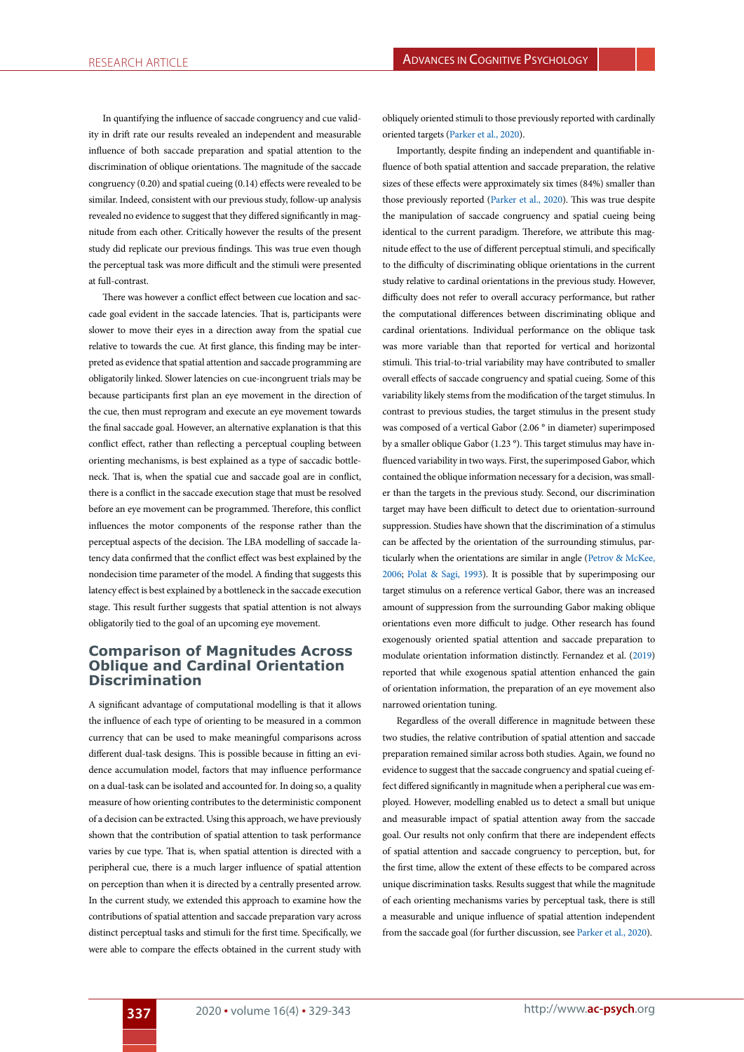In quantifying the influence of saccade congruency and cue validity in drift rate our results revealed an independent and measurable influence of both saccade preparation and spatial attention to the discrimination of oblique orientations. The magnitude of the saccade congruency (0.20) and spatial cueing (0.14) effects were revealed to be similar. Indeed, consistent with our previous study, follow-up analysis revealed no evidence to suggest that they differed significantly in magnitude from each other. Critically however the results of the present study did replicate our previous findings. This was true even though the perceptual task was more difficult and the stimuli were presented at full-contrast.

There was however a conflict effect between cue location and saccade goal evident in the saccade latencies. That is, participants were slower to move their eyes in a direction away from the spatial cue relative to towards the cue. At first glance, this finding may be interpreted as evidence that spatial attention and saccade programming are obligatorily linked. Slower latencies on cue-incongruent trials may be because participants first plan an eye movement in the direction of the cue, then must reprogram and execute an eye movement towards the final saccade goal. However, an alternative explanation is that this conflict effect, rather than reflecting a perceptual coupling between orienting mechanisms, is best explained as a type of saccadic bottleneck. That is, when the spatial cue and saccade goal are in conflict, there is a conflict in the saccade execution stage that must be resolved before an eye movement can be programmed. Therefore, this conflict influences the motor components of the response rather than the perceptual aspects of the decision. The LBA modelling of saccade latency data confirmed that the conflict effect was best explained by the nondecision time parameter of the model. A finding that suggests this latency effect is best explained by a bottleneck in the saccade execution stage. This result further suggests that spatial attention is not always obligatorily tied to the goal of an upcoming eye movement.

## Comparison of Magnitudes Across Oblique and Cardinal Orientation Discrimination

A significant advantage of computational modelling is that it allows the influence of each type of orienting to be measured in a common currency that can be used to make meaningful comparisons across different dual-task designs. This is possible because in fitting an evidence accumulation model, factors that may influence performance on a dual-task can be isolated and accounted for. In doing so, a quality measure of how orienting contributes to the deterministic component of a decision can be extracted. Using this approach, we have previously shown that the contribution of spatial attention to task performance varies by cue type. That is, when spatial attention is directed with a peripheral cue, there is a much larger influence of spatial attention on perception than when it is directed by a centrally presented arrow. In the current study, we extended this approach to examine how the contributions of spatial attention and saccade preparation vary across distinct perceptual tasks and stimuli for the first time. Specifically, we were able to compare the effects obtained in the current study with obliquely oriented stimuli to those previously reported with cardinally oriented targets (Parker et al., 2020).

Importantly, despite finding an independent and quantifiable influence of both spatial attention and saccade preparation, the relative sizes of these effects were approximately six times (84%) smaller than those previously reported (Parker et al., 2020). This was true despite the manipulation of saccade congruency and spatial cueing being identical to the current paradigm. Therefore, we attribute this magnitude effect to the use of different perceptual stimuli, and specifically to the difficulty of discriminating oblique orientations in the current study relative to cardinal orientations in the previous study. However, difficulty does not refer to overall accuracy performance, but rather the computational differences between discriminating oblique and cardinal orientations. Individual performance on the oblique task was more variable than that reported for vertical and horizontal stimuli. This trial-to-trial variability may have contributed to smaller overall effects of saccade congruency and spatial cueing. Some of this variability likely stems from the modification of the target stimulus. In contrast to previous studies, the target stimulus in the present study was composed of a vertical Gabor (2.06 ° in diameter) superimposed by a smaller oblique Gabor (1.23 °). This target stimulus may have influenced variability in two ways. First, the superimposed Gabor, which contained the oblique information necessary for a decision, was smaller than the targets in the previous study. Second, our discrimination target may have been difficult to detect due to orientation-surround suppression. Studies have shown that the discrimination of a stimulus can be affected by the orientation of the surrounding stimulus, particularly when the orientations are similar in angle (Petrov & McKee, 2006; Polat & Sagi, 1993). It is possible that by superimposing our target stimulus on a reference vertical Gabor, there was an increased amount of suppression from the surrounding Gabor making oblique orientations even more difficult to judge. Other research has found exogenously oriented spatial attention and saccade preparation to modulate orientation information distinctly. Fernandez et al. (2019) reported that while exogenous spatial attention enhanced the gain of orientation information, the preparation of an eye movement also narrowed orientation tuning.

Regardless of the overall difference in magnitude between these two studies, the relative contribution of spatial attention and saccade preparation remained similar across both studies. Again, we found no evidence to suggest that the saccade congruency and spatial cueing effect differed significantly in magnitude when a peripheral cue was employed. However, modelling enabled us to detect a small but unique and measurable impact of spatial attention away from the saccade goal. Our results not only confirm that there are independent effects of spatial attention and saccade congruency to perception, but, for the first time, allow the extent of these effects to be compared across unique discrimination tasks. Results suggest that while the magnitude of each orienting mechanisms varies by perceptual task, there is still a measurable and unique influence of spatial attention independent from the saccade goal (for further discussion, see Parker et al., 2020).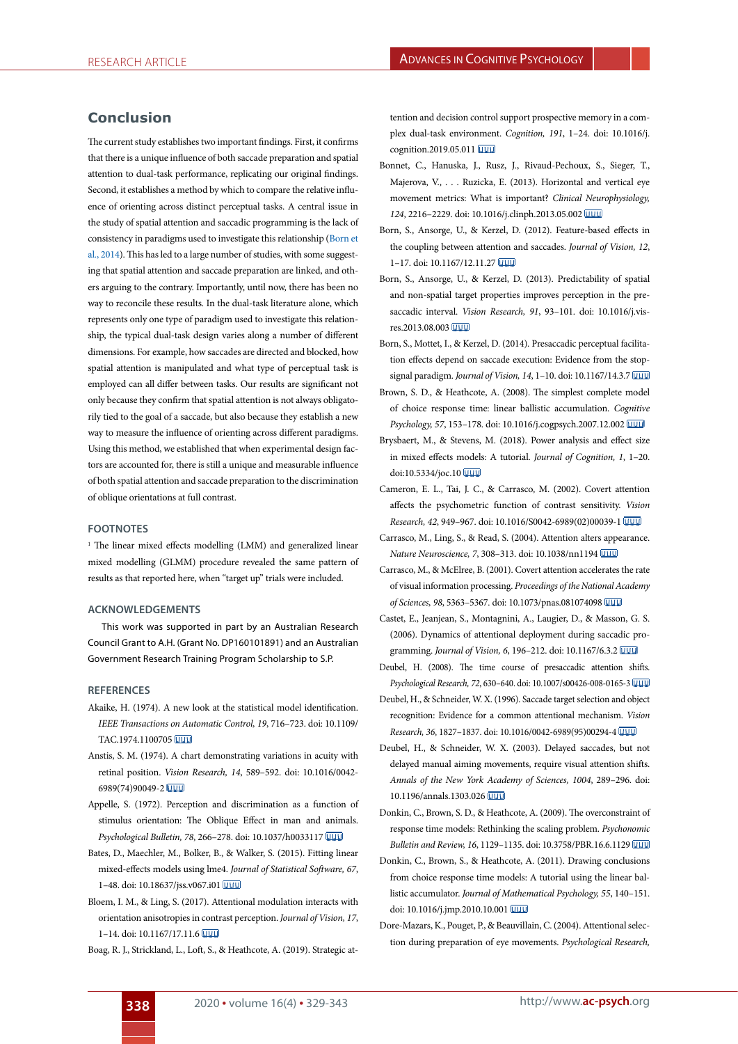## Conclusion

The current study establishes two important findings. First, it confirms that there is a unique influence of both saccade preparation and spatial attention to dual-task performance, replicating our original findings. Second, it establishes a method by which to compare the relative influence of orienting across distinct perceptual tasks. A central issue in the study of spatial attention and saccadic programming is the lack of consistency in paradigms used to investigate this relationship (Born et al., 2014). This has led to a large number of studies, with some suggesting that spatial attention and saccade preparation are linked, and others arguing to the contrary. Importantly, until now, there has been no way to reconcile these results. In the dual-task literature alone, which represents only one type of paradigm used to investigate this relationship, the typical dual-task design varies along a number of different dimensions. For example, how saccades are directed and blocked, how spatial attention is manipulated and what type of perceptual task is employed can all differ between tasks. Our results are significant not only because they confirm that spatial attention is not always obligatorily tied to the goal of a saccade, but also because they establish a new way to measure the influence of orienting across different paradigms. Using this method, we established that when experimental design factors are accounted for, there is still a unique and measurable influence of both spatial attention and saccade preparation to the discrimination of oblique orientations at full contrast.

### FOOTNOTES

[1] The linear mixed effects modelling (LMM) and generalized linear mixed modelling (GLMM) procedure revealed the same pattern of results as that reported here, when "target up" trials were included.

### ACKNOWLEDGEMENTS

This work was supported in part by an Australian Research Council Grant to A.H. (Grant No. DP160101891) and an Australian Government Research Training Program Scholarship to S.P.

### REFERENCES

Akaike, H. (1974). A new look at the statistical model identification. *IEEE Transactions on Automatic Control, 19*, 716–723. doi: 10.1109/TAC.1974.1100705

Anstis, S. M. (1974). A chart demonstrating variations in acuity with retinal position. *Vision Research, 14*, 589–592. doi: 10.1016/0042-6989(74)90049-2

Appelle, S. (1972). Perception and discrimination as a function of stimulus orientation: The Oblique Effect in man and animals. *Psychological Bulletin, 78*, 266–278. doi: 10.1037/h0033117

Bates, D., Maechler, M., Bolker, B., & Walker, S. (2015). Fitting linear mixed-effects models using lme4. *Journal of Statistical Software, 67*, 1–48. doi: 10.18637/jss.v067.i01

Bloem, I. M., & Ling, S. (2017). Attentional modulation interacts with orientation anisotropies in contrast perception. *Journal of Vision, 17*, 1–14. doi: 10.1167/17.11.6

Boag, R. J., Strickland, L., Loft, S., & Heathcote, A. (2019). Strategic attention and decision control support prospective memory in a complex dual-task environment. *Cognition, 191*, 1–24. doi: 10.1016/j.cognition.2019.05.011

Bonnet, C., Hanuska, J., Rusz, J., Rivaud-Pechoux, S., Sieger, T., Majerova, V., . . . Ruzicka, E. (2013). Horizontal and vertical eye movement metrics: What is important? *Clinical Neurophysiology, 124*, 2216–2229. doi: 10.1016/j.clinph.2013.05.002

Born, S., Ansorge, U., & Kerzel, D. (2012). Feature-based effects in the coupling between attention and saccades. *Journal of Vision, 12*, 1–17. doi: 10.1167/12.11.27

Born, S., Ansorge, U., & Kerzel, D. (2013). Predictability of spatial and non-spatial target properties improves perception in the pre-saccadic interval. *Vision Research, 91*, 93–101. doi: 10.1016/j.visres.2013.08.003

Born, S., Mottet, I., & Kerzel, D. (2014). Presaccadic perceptual facilitation effects depend on saccade execution: Evidence from the stop-signal paradigm. *Journal of Vision, 14*, 1–10. doi: 10.1167/14.3.7

Brown, S. D., & Heathcote, A. (2008). The simplest complete model of choice response time: linear ballistic accumulation. *Cognitive Psychology, 57*, 153–178. doi: 10.1016/j.cogpsych.2007.12.002

Brysbaert, M., & Stevens, M. (2018). Power analysis and effect size in mixed effects models: A tutorial. *Journal of Cognition, 1*, 1–20. doi:10.5334/joc.10

Cameron, E. L., Tai, J. C., & Carrasco, M. (2002). Covert attention affects the psychometric function of contrast sensitivity. *Vision Research, 42*, 949–967. doi: 10.1016/S0042-6989(02)00039-1

Carrasco, M., Ling, S., & Read, S. (2004). Attention alters appearance. *Nature Neuroscience, 7*, 308–313. doi: 10.1038/nn1194

Carrasco, M., & McElree, B. (2001). Covert attention accelerates the rate of visual information processing. *Proceedings of the National Academy of Sciences, 98*, 5363–5367. doi: 10.1073/pnas.081074098

Castet, E., Jeanjean, S., Montagnini, A., Laugier, D., & Masson, G. S. (2006). Dynamics of attentional deployment during saccadic programming. *Journal of Vision, 6*, 196–212. doi: 10.1167/6.3.2

Deubel, H. (2008). The time course of presaccadic attention shifts. *Psychological Research, 72*, 630–640. doi: 10.1007/s00426-008-0165-3

Deubel, H., & Schneider, W. X. (1996). Saccade target selection and object recognition: Evidence for a common attentional mechanism. *Vision Research, 36*, 1827–1837. doi: 10.1016/0042-6989(95)00294-4

Deubel, H., & Schneider, W. X. (2003). Delayed saccades, but not delayed manual aiming movements, require visual attention shifts. *Annals of the New York Academy of Sciences, 1004*, 289–296. doi: 10.1196/annals.1303.026

Donkin, C., Brown, S. D., & Heathcote, A. (2009). The overconstraint of response time models: Rethinking the scaling problem. *Psychonomic Bulletin and Review, 16*, 1129–1135. doi: 10.3758/PBR.16.6.1129

Donkin, C., Brown, S., & Heathcote, A. (2011). Drawing conclusions from choice response time models: A tutorial using the linear ballistic accumulator. *Journal of Mathematical Psychology, 55*, 140–151. doi: 10.1016/j.jmp.2010.10.001

Dore-Mazars, K., Pouget, P., & Beauvillain, C. (2004). Attentional selection during preparation of eye movements. *Psychological Research,*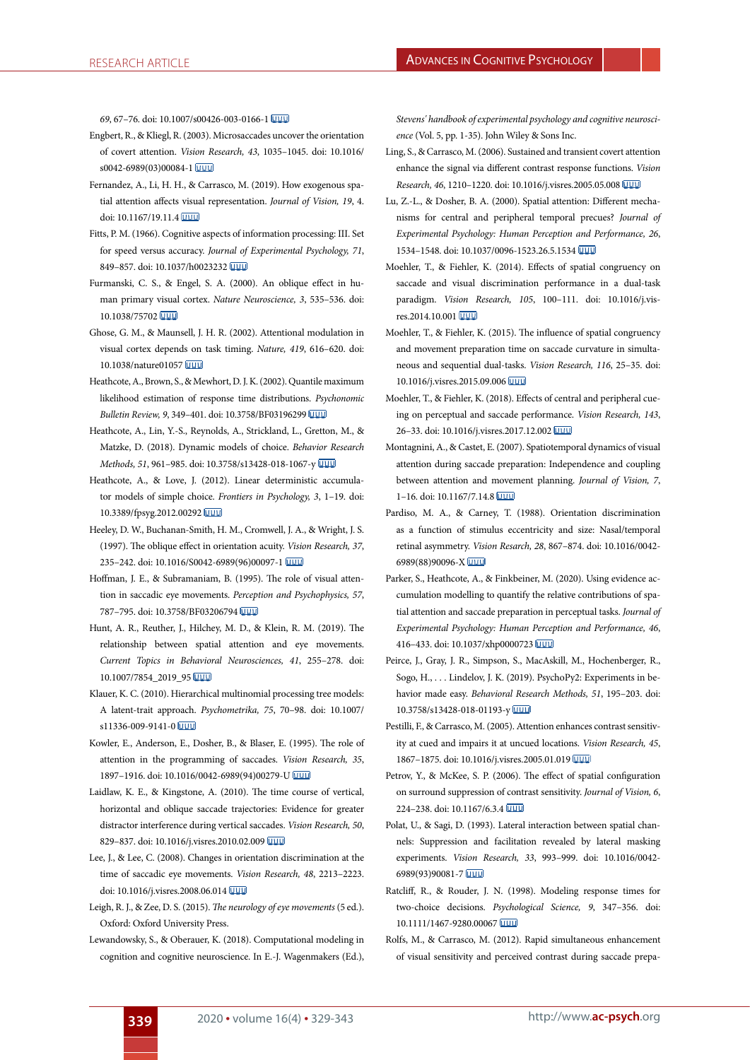*69*, 67–76. doi: 10.1007/s00426-003-0166-1

Engbert, R., & Kliegl, R. (2003). Microsaccades uncover the orientation of covert attention. *Vision Research, 43*, 1035–1045. doi: 10.1016/s0042-6989(03)00084-1

Fernandez, A., Li, H. H., & Carrasco, M. (2019). How exogenous spatial attention affects visual representation. *Journal of Vision, 19*, 4. doi: 10.1167/19.11.4

Fitts, P. M. (1966). Cognitive aspects of information processing: III. Set for speed versus accuracy. *Journal of Experimental Psychology, 71*, 849–857. doi: 10.1037/h0023232

Furmanski, C. S., & Engel, S. A. (2000). An oblique effect in human primary visual cortex. *Nature Neuroscience, 3*, 535–536. doi: 10.1038/75702

Ghose, G. M., & Maunsell, J. H. R. (2002). Attentional modulation in visual cortex depends on task timing. *Nature, 419*, 616–620. doi: 10.1038/nature01057

Heathcote, A., Brown, S., & Mewhort, D. J. K. (2002). Quantile maximum likelihood estimation of response time distributions. *Psychonomic Bulletin Review, 9*, 349–401. doi: 10.3758/BF03196299

Heathcote, A., Lin, Y.-S., Reynolds, A., Strickland, L., Gretton, M., & Matzke, D. (2018). Dynamic models of choice. *Behavior Research Methods, 51*, 961–985. doi: 10.3758/s13428-018-1067-y

Heathcote, A., & Love, J. (2012). Linear deterministic accumulator models of simple choice. *Frontiers in Psychology, 3*, 1–19. doi: 10.3389/fpsyg.2012.00292

Heeley, D. W., Buchanan-Smith, H. M., Cromwell, J. A., & Wright, J. S. (1997). The oblique effect in orientation acuity. *Vision Research, 37*, 235–242. doi: 10.1016/S0042-6989(96)00097-1

Hoffman, J. E., & Subramaniam, B. (1995). The role of visual attention in saccadic eye movements. *Perception and Psychophysics, 57*, 787–795. doi: 10.3758/BF03206794

Hunt, A. R., Reuther, J., Hilchey, M. D., & Klein, R. M. (2019). The relationship between spatial attention and eye movements. *Current Topics in Behavioral Neurosciences, 41*, 255–278. doi: 10.1007/7854_2019_95

Klauer, K. C. (2010). Hierarchical multinomial processing tree models: A latent-trait approach. *Psychometrika, 75*, 70–98. doi: 10.1007/s11336-009-9141-0

Kowler, E., Anderson, E., Dosher, B., & Blaser, E. (1995). The role of attention in the programming of saccades. *Vision Research, 35*, 1897–1916. doi: 10.1016/0042-6989(94)00279-U

Laidlaw, K. E., & Kingstone, A. (2010). The time course of vertical, horizontal and oblique saccade trajectories: Evidence for greater distractor interference during vertical saccades. *Vision Research, 50*, 829–837. doi: 10.1016/j.visres.2010.02.009

Lee, J., & Lee, C. (2008). Changes in orientation discrimination at the time of saccadic eye movements. *Vision Research, 48*, 2213–2223. doi: 10.1016/j.visres.2008.06.014

Leigh, R. J., & Zee, D. S. (2015). *The neurology of eye movements* (5 ed.). Oxford: Oxford University Press.

Lewandowsky, S., & Oberauer, K. (2018). Computational modeling in cognition and cognitive neuroscience. In E.-J. Wagenmakers (Ed.), *Stevens' handbook of experimental psychology and cognitive neuroscience* (Vol. 5, pp. 1-35). John Wiley & Sons Inc.

Ling, S., & Carrasco, M. (2006). Sustained and transient covert attention enhance the signal via different contrast response functions. *Vision Research, 46*, 1210–1220. doi: 10.1016/j.visres.2005.05.008

Lu, Z.-L., & Dosher, B. A. (2000). Spatial attention: Different mechanisms for central and peripheral temporal precues? *Journal of Experimental Psychology: Human Perception and Performance, 26*, 1534–1548. doi: 10.1037/0096-1523.26.5.1534

Moehler, T., & Fiehler, K. (2014). Effects of spatial congruency on saccade and visual discrimination performance in a dual-task paradigm. *Vision Research, 105*, 100–111. doi: 10.1016/j.visres.2014.10.001

Moehler, T., & Fiehler, K. (2015). The influence of spatial congruency and movement preparation time on saccade curvature in simultaneous and sequential dual-tasks. *Vision Research, 116*, 25–35. doi: 10.1016/j.visres.2015.09.006

Moehler, T., & Fiehler, K. (2018). Effects of central and peripheral cueing on perceptual and saccade performance. *Vision Research, 143*, 26–33. doi: 10.1016/j.visres.2017.12.002

Montagnini, A., & Castet, E. (2007). Spatiotemporal dynamics of visual attention during saccade preparation: Independence and coupling between attention and movement planning. *Journal of Vision, 7*, 1–16. doi: 10.1167/7.14.8

Pardiso, M. A., & Carney, T. (1988). Orientation discrimination as a function of stimulus eccentricity and size: Nasal/temporal retinal asymmetry. *Vision Resarch, 28*, 867–874. doi: 10.1016/0042-6989(88)90096-X

Parker, S., Heathcote, A., & Finkbeiner, M. (2020). Using evidence accumulation modelling to quantify the relative contributions of spatial attention and saccade preparation in perceptual tasks. *Journal of Experimental Psychology: Human Perception and Performance, 46*, 416–433. doi: 10.1037/xhp0000723

Peirce, J., Gray, J. R., Simpson, S., MacAskill, M., Hochenberger, R., Sogo, H., . . . Lindelov, J. K. (2019). PsychoPy2: Experiments in behavior made easy. *Behavioral Research Methods, 51*, 195–203. doi: 10.3758/s13428-018-01193-y

Pestilli, F., & Carrasco, M. (2005). Attention enhances contrast sensitivity at cued and impairs it at uncued locations. *Vision Research, 45*, 1867–1875. doi: 10.1016/j.visres.2005.01.019

Petrov, Y., & McKee, S. P. (2006). The effect of spatial configuration on surround suppression of contrast sensitivity. *Journal of Vision, 6*, 224–238. doi: 10.1167/6.3.4

Polat, U., & Sagi, D. (1993). Lateral interaction between spatial channels: Suppression and facilitation revealed by lateral masking experiments. *Vision Research, 33*, 993–999. doi: 10.1016/0042-6989(93)90081-7

Ratcliff, R., & Rouder, J. N. (1998). Modeling response times for two-choice decisions. *Psychological Science, 9*, 347–356. doi: 10.1111/1467-9280.00067

Rolfs, M., & Carrasco, M. (2012). Rapid simultaneous enhancement of visual sensitivity and perceived contrast during saccade prepa-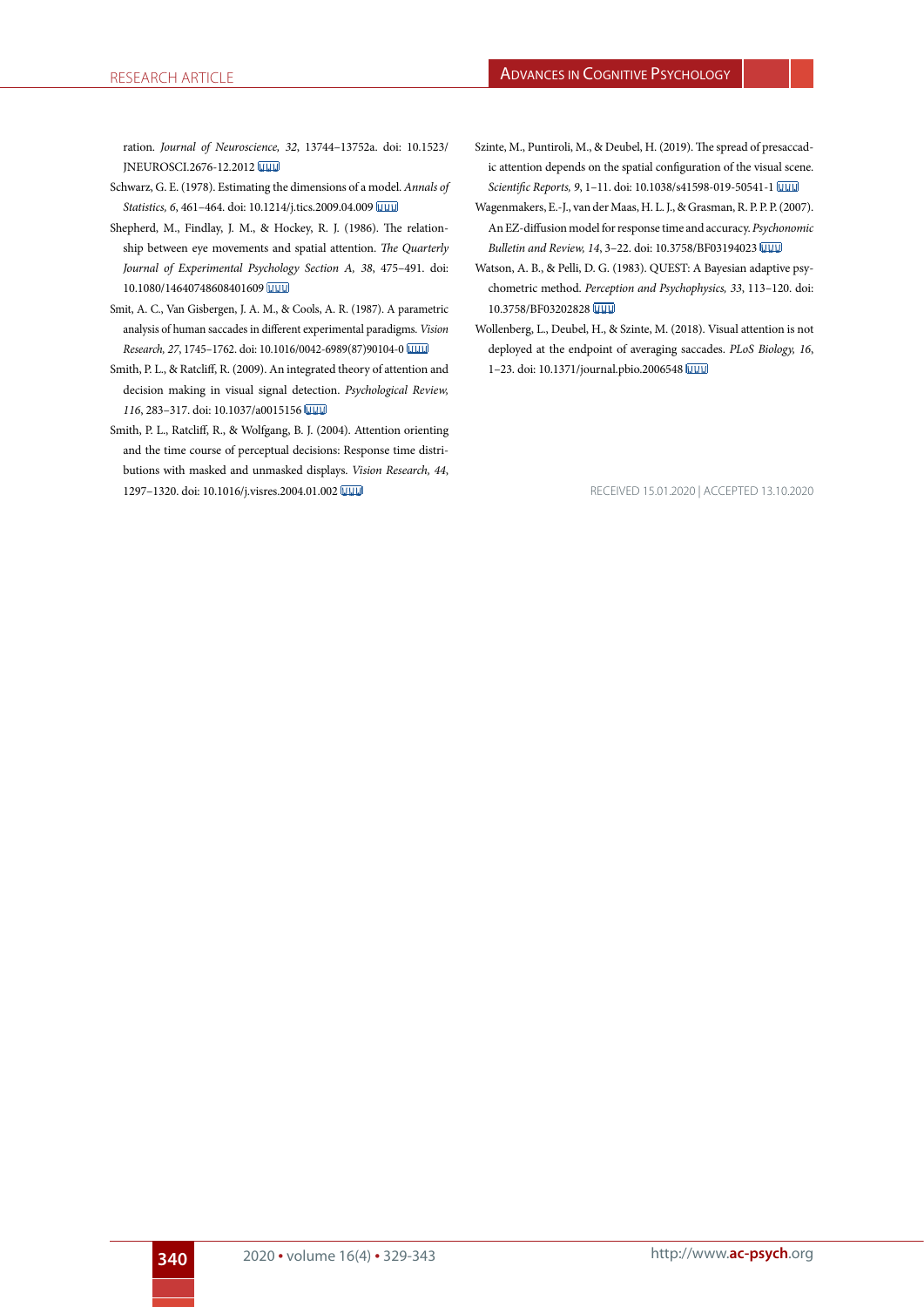ration. *Journal of Neuroscience, 32*, 13744–13752a. doi: 10.1523/JNEUROSCI.2676-12.2012

Schwarz, G. E. (1978). Estimating the dimensions of a model. *Annals of Statistics, 6*, 461–464. doi: 10.1214/j.tics.2009.04.009

Shepherd, M., Findlay, J. M., & Hockey, R. J. (1986). The relationship between eye movements and spatial attention. *The Quarterly Journal of Experimental Psychology Section A, 38*, 475–491. doi: 10.1080/14640748608401609

Smit, A. C., Van Gisbergen, J. A. M., & Cools, A. R. (1987). A parametric analysis of human saccades in different experimental paradigms. *Vision Research, 27*, 1745–1762. doi: 10.1016/0042-6989(87)90104-0

Smith, P. L., & Ratcliff, R. (2009). An integrated theory of attention and decision making in visual signal detection. *Psychological Review, 116*, 283–317. doi: 10.1037/a0015156

Smith, P. L., Ratcliff, R., & Wolfgang, B. J. (2004). Attention orienting and the time course of perceptual decisions: Response time distributions with masked and unmasked displays. *Vision Research, 44*, 1297–1320. doi: 10.1016/j.visres.2004.01.002

Szinte, M., Puntiroli, M., & Deubel, H. (2019). The spread of presaccadic attention depends on the spatial configuration of the visual scene. *Scientific Reports, 9*, 1–11. doi: 10.1038/s41598-019-50541-1

Wagenmakers, E.-J., van der Maas, H. L. J., & Grasman, R. P. P. P. (2007). An EZ-diffusion model for response time and accuracy. *Psychonomic Bulletin and Review, 14*, 3–22. doi: 10.3758/BF03194023

Watson, A. B., & Pelli, D. G. (1983). QUEST: A Bayesian adaptive psychometric method. *Perception and Psychophysics, 33*, 113–120. doi: 10.3758/BF03202828

Wollenberg, L., Deubel, H., & Szinte, M. (2018). Visual attention is not deployed at the endpoint of averaging saccades. *PLoS Biology, 16*, 1–23. doi: 10.1371/journal.pbio.2006548

RECEIVED 15.01.2020 | ACCEPTED 13.10.2020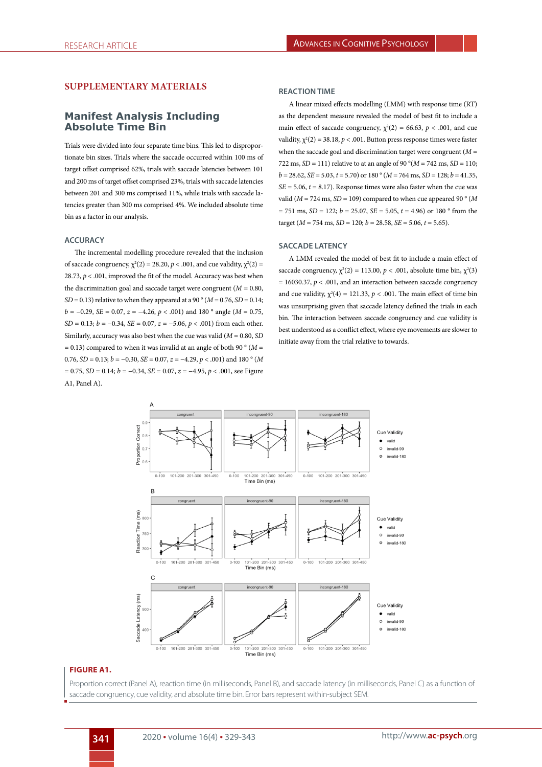## SUPPLEMENTARY MATERIALS

### Manifest Analysis Including Absolute Time Bin

Trials were divided into four separate time bins. This led to disproportionate bin sizes. Trials where the saccade occurred within 100 ms of target offset comprised 62%, trials with saccade latencies between 101 and 200 ms of target offset comprised 23%, trials with saccade latencies between 201 and 300 ms comprised 11%, while trials with saccade latencies greater than 300 ms comprised 4%. We included absolute time bin as a factor in our analysis.

#### ACCURACY

The incremental modelling procedure revealed that the inclusion of saccade congruency, $\chi^2(2) = 28.20$, $p < .001$, and cue validity, $\chi^2(2) = 28.73$, $p < .001$, improved the fit of the model. Accuracy was best when the discrimination goal and saccade target were congruent ($M = 0.80$, $SD = 0.13$) relative to when they appeared at a 90 ° ($M = 0.76$, $SD = 0.14$; $b = -0.29$, $SE = 0.07$, $z = -4.26$, $p < .001$) and 180 ° angle ($M = 0.75$, $SD = 0.13$; $b = -0.34$, $SE = 0.07$, $z = -5.06$, $p < .001$) from each other. Similarly, accuracy was also best when the cue was valid ($M = 0.80$, $SD = 0.13$) compared to when it was invalid at an angle of both 90 ° ($M = 0.76$, $SD = 0.13$; $b = -0.30$, $SE = 0.07$, $z = -4.29$, $p < .001$) and 180 ° ($M = 0.75$, $SD = 0.14$; $b = -0.34$, $SE = 0.07$, $z = -4.95$, $p < .001$, see Figure A1, Panel A).

#### REACTION TIME

A linear mixed effects modelling (LMM) with response time (RT) as the dependent measure revealed the model of best fit to include a main effect of saccade congruency, $\chi^2(2) = 66.63$, $p < .001$, and cue validity, $\chi^2(2) = 38.18$, $p < .001$. Button press response times were faster when the saccade goal and discrimination target were congruent ($M = 722$ ms, $SD = 111$) relative to at an angle of 90 °($M = 742$ ms, $SD = 110$; $b = 28.62$, $SE = 5.03$, $t = 5.70$) or 180 ° ($M = 764$ ms, $SD = 128$; $b = 41.35$, $SE = 5.06$, $t = 8.17$). Response times were also faster when the cue was valid ($M = 724$ ms, $SD = 109$) compared to when cue appeared 90 ° ($M = 751$ ms, $SD = 122$; $b = 25.07$, $SE = 5.05$, $t = 4.96$) or 180 ° from the target ($M = 754$ ms, $SD = 120$; $b = 28.58$, $SE = 5.06$, $t = 5.65$).

#### SACCADE LATENCY

A LMM revealed the model of best fit to include a main effect of saccade congruency, $\chi^2(2) = 113.00$, $p < .001$, absolute time bin, $\chi^2(3) = 16030.37$, $p < .001$, and an interaction between saccade congruency and cue validity, $\chi^2(4) = 121.33$, $p < .001$. The main effect of time bin was unsurprising given that saccade latency defined the trials in each bin. The interaction between saccade congruency and cue validity is best understood as a conflict effect, where eye movements are slower to initiate away from the trial relative to towards.

**FIGURE A1.**

Proportion correct (Panel A), reaction time (in milliseconds, Panel B), and saccade latency (in milliseconds, Panel C) as a function of saccade congruency, cue validity, and absolute time bin. Error bars represent within-subject SEM.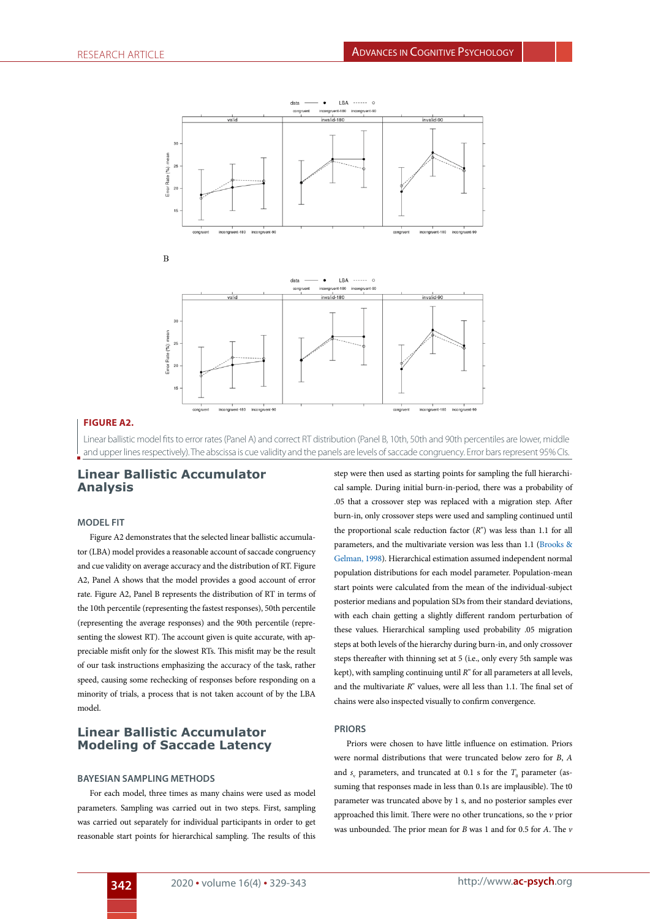B

**FIGURE A2.**

Linear ballistic model fits to error rates (Panel A) and correct RT distribution (Panel B, 10th, 50th and 90th percentiles are lower, middle and upper lines respectively). The abscissa is cue validity and the panels are levels of saccade congruency. Error bars represent 95% CIs.

## Linear Ballistic Accumulator Analysis

### MODEL FIT

Figure A2 demonstrates that the selected linear ballistic accumulator (LBA) model provides a reasonable account of saccade congruency and cue validity on average accuracy and the distribution of RT. Figure A2, Panel A shows that the model provides a good account of error rate. Figure A2, Panel B represents the distribution of RT in terms of the 10th percentile (representing the fastest responses), 50th percentile (representing the average responses) and the 90th percentile (representing the slowest RT). The account given is quite accurate, with appreciable misfit only for the slowest RTs. This misfit may be the result of our task instructions emphasizing the accuracy of the task, rather speed, causing some rechecking of responses before responding on a minority of trials, a process that is not taken account of by the LBA model.

## Linear Ballistic Accumulator Modeling of Saccade Latency

### BAYESIAN SAMPLING METHODS

For each model, three times as many chains were used as model parameters. Sampling was carried out in two steps. First, sampling was carried out separately for individual participants in order to get reasonable start points for hierarchical sampling. The results of this step were then used as starting points for sampling the full hierarchical sample. During initial burn-in-period, there was a probability of .05 that a crossover step was replaced with a migration step. After burn-in, only crossover steps were used and sampling continued until the proportional scale reduction factor ($R''$) was less than 1.1 for all parameters, and the multivariate version was less than 1.1 (Brooks & Gelman, 1998). Hierarchical estimation assumed independent normal population distributions for each model parameter. Population-mean start points were calculated from the mean of the individual-subject posterior medians and population SDs from their standard deviations, with each chain getting a slightly different random perturbation of these values. Hierarchical sampling used probability .05 migration steps at both levels of the hierarchy during burn-in, and only crossover steps thereafter with thinning set at 5 (i.e., only every 5th sample was kept), with sampling continuing until $R''$ for all parameters at all levels, and the multivariate $R''$ values, were all less than 1.1. The final set of chains were also inspected visually to confirm convergence.

### PRIORS

Priors were chosen to have little influence on estimation. Priors were normal distributions that were truncated below zero for *B*, *A* and $s_v$ parameters, and truncated at 0.1 s for the $T_0$ parameter (assuming that responses made in less than 0.1s are implausible). The t0 parameter was truncated above by 1 s, and no posterior samples ever approached this limit. There were no other truncations, so the *v* prior was unbounded. The prior mean for *B* was 1 and for 0.5 for *A*. The *v*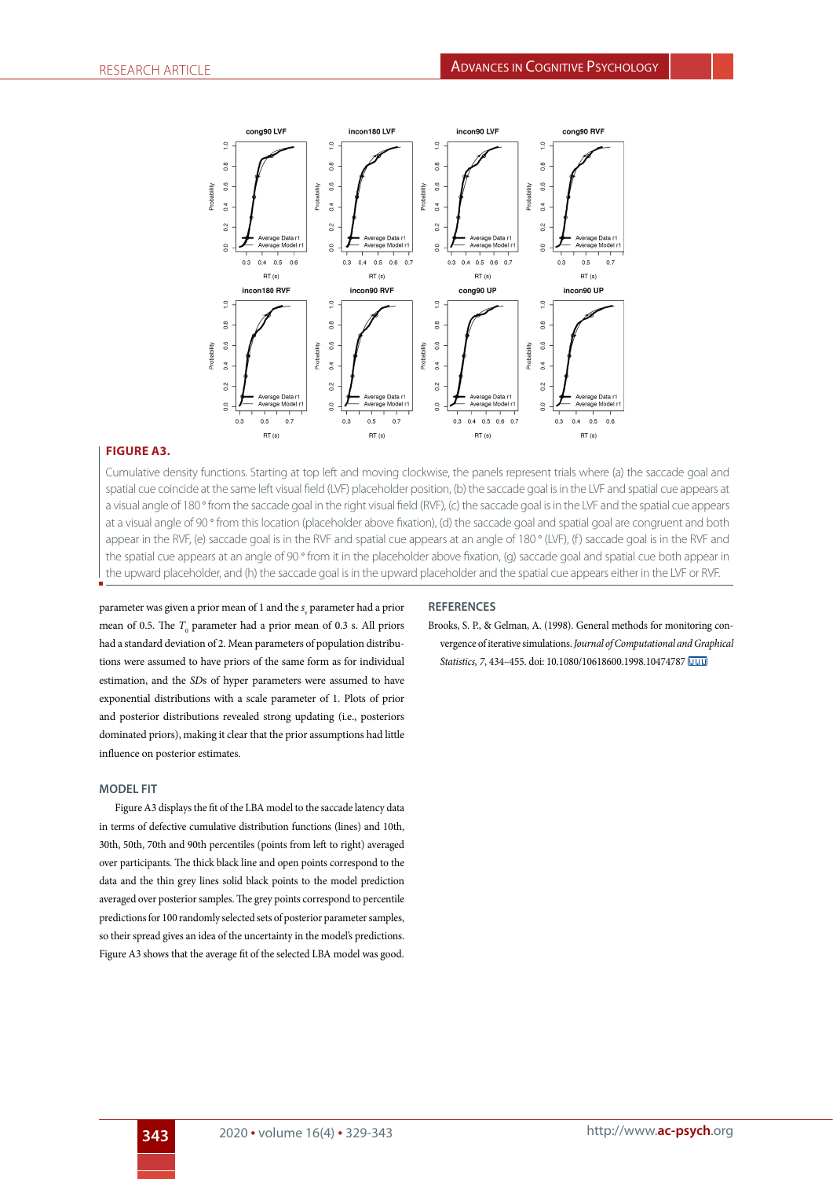cong90 LVF

incon180 LVF

incon90 LVF

cong90 RVF

incon180 RVF

incon90 RVF

cong90 UP

incon90 UP

Probability

RT (s)

Average Data r1

Average Model r1

**FIGURE A3.**

Cumulative density functions. Starting at top left and moving clockwise, the panels represent trials where (a) the saccade goal and spatial cue coincide at the same left visual field (LVF) placeholder position, (b) the saccade goal is in the LVF and spatial cue appears at a visual angle of 180° from the saccade goal in the right visual field (RVF), (c) the saccade goal is in the LVF and the spatial cue appears at a visual angle of 90° from this location (placeholder above fixation), (d) the saccade goal and spatial goal are congruent and both appear in the RVF, (e) saccade goal is in the RVF and spatial cue appears at an angle of 180° (LVF), (f) saccade goal is in the RVF and the spatial cue appears at an angle of 90° from it in the placeholder above fixation, (g) saccade goal and spatial cue both appear in the upward placeholder, and (h) the saccade goal is in the upward placeholder and the spatial cue appears either in the LVF or RVF.

parameter was given a prior mean of 1 and the $s_v$ parameter had a prior mean of 0.5. The $T_0$ parameter had a prior mean of 0.3 s. All priors had a standard deviation of 2. Mean parameters of population distributions were assumed to have priors of the same form as for individual estimation, and the *SD*s of hyper parameters were assumed to have exponential distributions with a scale parameter of 1. Plots of prior and posterior distributions revealed strong updating (i.e., posteriors dominated priors), making it clear that the prior assumptions had little influence on posterior estimates.

## MODEL FIT

Figure A3 displays the fit of the LBA model to the saccade latency data in terms of defective cumulative distribution functions (lines) and 10th, 30th, 50th, 70th and 90th percentiles (points from left to right) averaged over participants. The thick black line and open points correspond to the data and the thin grey lines solid black points to the model prediction averaged over posterior samples. The grey points correspond to percentile predictions for 100 randomly selected sets of posterior parameter samples, so their spread gives an idea of the uncertainty in the model's predictions. Figure A3 shows that the average fit of the selected LBA model was good.

## REFERENCES

Brooks, S. P., & Gelman, A. (1998). General methods for monitoring convergence of iterative simulations. *Journal of Computational and Graphical Statistics, 7*, 434–455. doi: 10.1080/10618600.1998.10474787